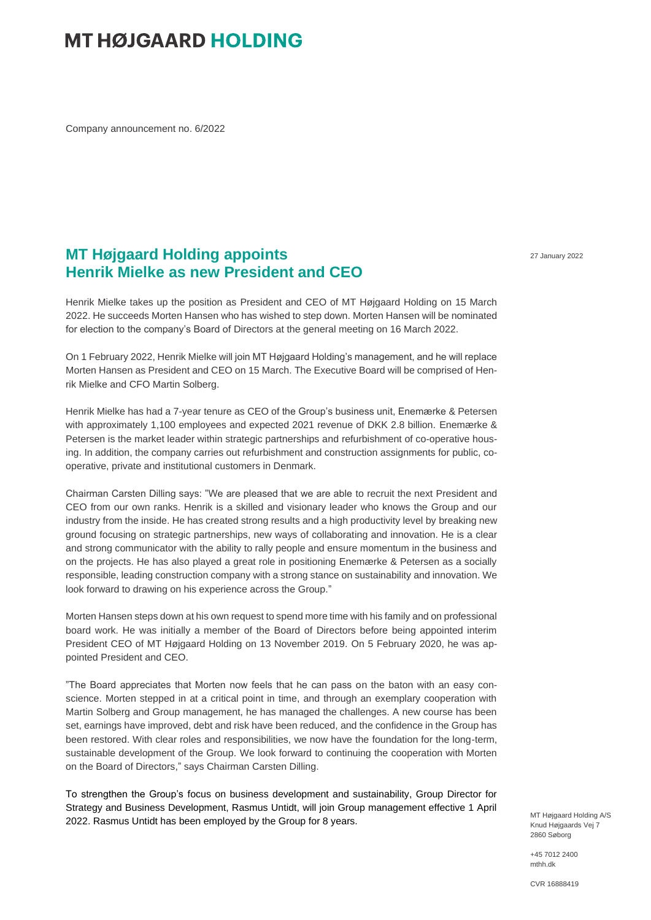# MT HØJGAARD HOLDING

Company announcement no. 6/2022

27 January 2022

## MT Højgaard Holding appoints Henrik Mielke as new President and CEO

Henrik Mielke takes up the position as President and CEO of MT Højgaard Holding on 15 March 2022. He succeeds Morten Hansen who has wished to step down. Morten Hansen will be nominated for election to the company's Board of Directors at the general meeting on 16 March 2022.

On 1 February 2022, Henrik Mielke will join MT Højgaard Holding's management, and he will replace Morten Hansen as President and CEO on 15 March. The Executive Board will be comprised of Henrik Mielke and CFO Martin Solberg.

Henrik Mielke has had a 7-year tenure as CEO of the Group's business unit, Enemærke & Petersen with approximately 1,100 employees and expected 2021 revenue of DKK 2.8 billion. Enemærke & Petersen is the market leader within strategic partnerships and refurbishment of co-operative housing. In addition, the company carries out refurbishment and construction assignments for public, co-operative, private and institutional customers in Denmark.

Chairman Carsten Dilling says: "We are pleased that we are able to recruit the next President and CEO from our own ranks. Henrik is a skilled and visionary leader who knows the Group and our industry from the inside. He has created strong results and a high productivity level by breaking new ground focusing on strategic partnerships, new ways of collaborating and innovation. He is a clear and strong communicator with the ability to rally people and ensure momentum in the business and on the projects. He has also played a great role in positioning Enemærke & Petersen as a socially responsible, leading construction company with a strong stance on sustainability and innovation. We look forward to drawing on his experience across the Group."

Morten Hansen steps down at his own request to spend more time with his family and on professional board work. He was initially a member of the Board of Directors before being appointed interim President CEO of MT Højgaard Holding on 13 November 2019. On 5 February 2020, he was appointed President and CEO.

"The Board appreciates that Morten now feels that he can pass on the baton with an easy conscience. Morten stepped in at a critical point in time, and through an exemplary cooperation with Martin Solberg and Group management, he has managed the challenges. A new course has been set, earnings have improved, debt and risk have been reduced, and the confidence in the Group has been restored. With clear roles and responsibilities, we now have the foundation for the long-term, sustainable development of the Group. We look forward to continuing the cooperation with Morten on the Board of Directors," says Chairman Carsten Dilling.

To strengthen the Group's focus on business development and sustainability, Group Director for Strategy and Business Development, Rasmus Untidt, will join Group management effective 1 April 2022. Rasmus Untidt has been employed by the Group for 8 years.

MT Højgaard Holding A/S
Knud Højgaards Vej 7
2860 Søborg

+45 7012 2400
mthh.dk

CVR 16888419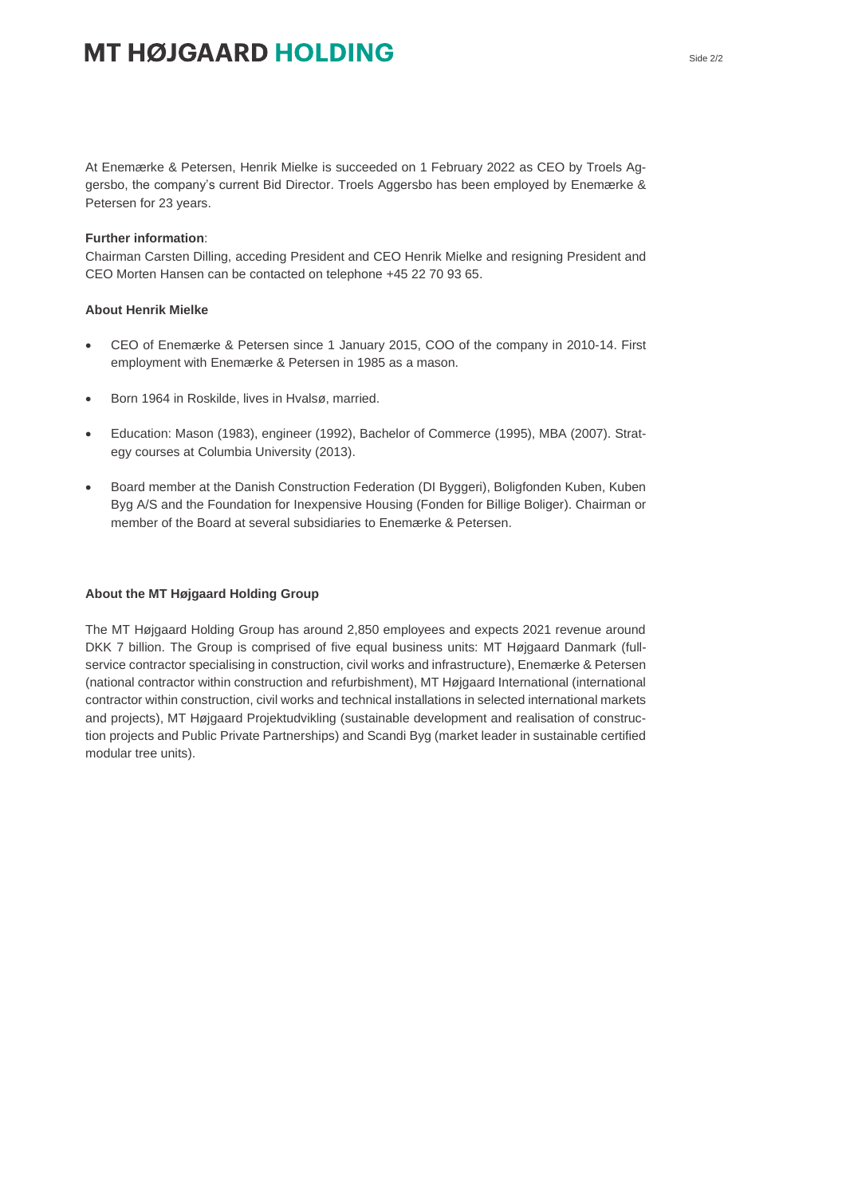At Enemærke & Petersen, Henrik Mielke is succeeded on 1 February 2022 as CEO by Troels Aggersbo, the company's current Bid Director. Troels Aggersbo has been employed by Enemærke & Petersen for 23 years.

**Further information**:
Chairman Carsten Dilling, acceding President and CEO Henrik Mielke and resigning President and CEO Morten Hansen can be contacted on telephone +45 22 70 93 65.

**About Henrik Mielke**

- CEO of Enemærke & Petersen since 1 January 2015, COO of the company in 2010-14. First employment with Enemærke & Petersen in 1985 as a mason.
- Born 1964 in Roskilde, lives in Hvalsø, married.
- Education: Mason (1983), engineer (1992), Bachelor of Commerce (1995), MBA (2007). Strategy courses at Columbia University (2013).
- Board member at the Danish Construction Federation (DI Byggeri), Boligfonden Kuben, Kuben Byg A/S and the Foundation for Inexpensive Housing (Fonden for Billige Boliger). Chairman or member of the Board at several subsidiaries to Enemærke & Petersen.

**About the MT Højgaard Holding Group**

The MT Højgaard Holding Group has around 2,850 employees and expects 2021 revenue around DKK 7 billion. The Group is comprised of five equal business units: MT Højgaard Danmark (full-service contractor specialising in construction, civil works and infrastructure), Enemærke & Petersen (national contractor within construction and refurbishment), MT Højgaard International (international contractor within construction, civil works and technical installations in selected international markets and projects), MT Højgaard Projektudvikling (sustainable development and realisation of construction projects and Public Private Partnerships) and Scandi Byg (market leader in sustainable certified modular tree units).